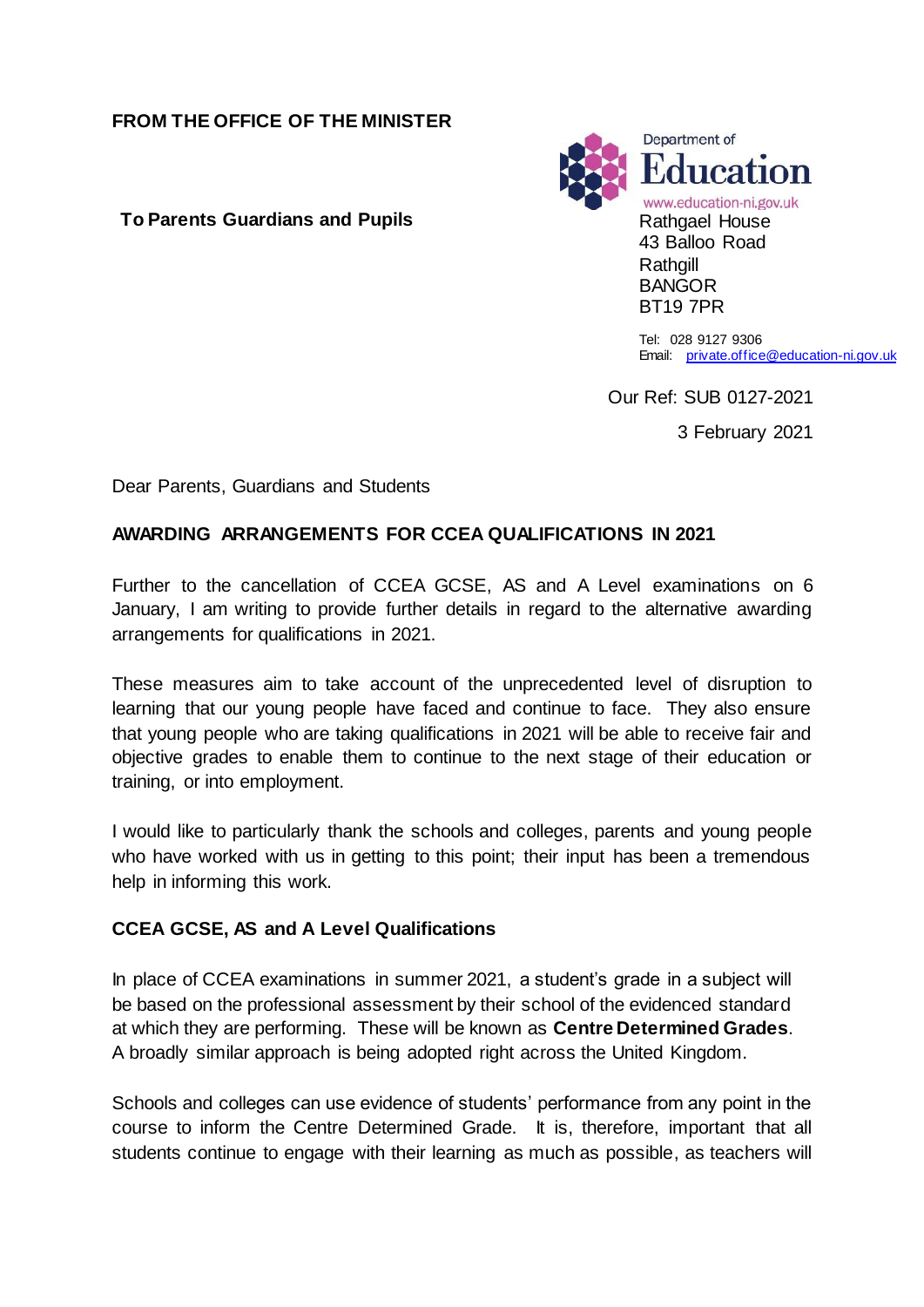**FROM THE OFFICE OF THE MINISTER**

**To Parents Guardians and Pupils**

Department of Education
www.education-ni.gov.uk

Rathgael House
43 Balloo Road
Rathgill
BANGOR
BT19 7PR

Tel: 028 9127 9306
Email: private.office@education-ni.gov.uk

Our Ref: SUB 0127-2021

3 February 2021

Dear Parents, Guardians and Students

**AWARDING ARRANGEMENTS FOR CCEA QUALIFICATIONS IN 2021**

Further to the cancellation of CCEA GCSE, AS and A Level examinations on 6 January, I am writing to provide further details in regard to the alternative awarding arrangements for qualifications in 2021.

These measures aim to take account of the unprecedented level of disruption to learning that our young people have faced and continue to face. They also ensure that young people who are taking qualifications in 2021 will be able to receive fair and objective grades to enable them to continue to the next stage of their education or training, or into employment.

I would like to particularly thank the schools and colleges, parents and young people who have worked with us in getting to this point; their input has been a tremendous help in informing this work.

**CCEA GCSE, AS and A Level Qualifications**

In place of CCEA examinations in summer 2021, a student's grade in a subject will be based on the professional assessment by their school of the evidenced standard at which they are performing. These will be known as **Centre Determined Grades**. A broadly similar approach is being adopted right across the United Kingdom.

Schools and colleges can use evidence of students' performance from any point in the course to inform the Centre Determined Grade. It is, therefore, important that all students continue to engage with their learning as much as possible, as teachers will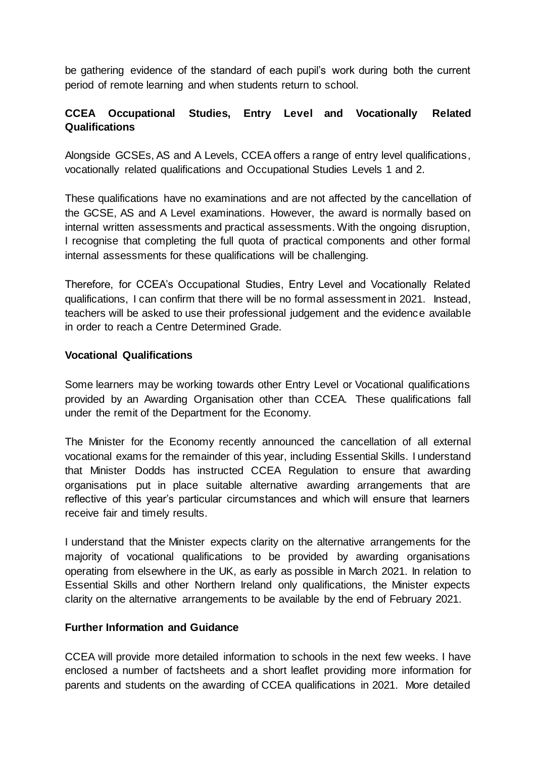be gathering evidence of the standard of each pupil's work during both the current period of remote learning and when students return to school.

## CCEA Occupational Studies, Entry Level and Vocationally Related Qualifications

Alongside GCSEs, AS and A Levels, CCEA offers a range of entry level qualifications, vocationally related qualifications and Occupational Studies Levels 1 and 2.

These qualifications have no examinations and are not affected by the cancellation of the GCSE, AS and A Level examinations. However, the award is normally based on internal written assessments and practical assessments. With the ongoing disruption, I recognise that completing the full quota of practical components and other formal internal assessments for these qualifications will be challenging.

Therefore, for CCEA's Occupational Studies, Entry Level and Vocationally Related qualifications, I can confirm that there will be no formal assessment in 2021. Instead, teachers will be asked to use their professional judgement and the evidence available in order to reach a Centre Determined Grade.

## Vocational Qualifications

Some learners may be working towards other Entry Level or Vocational qualifications provided by an Awarding Organisation other than CCEA. These qualifications fall under the remit of the Department for the Economy.

The Minister for the Economy recently announced the cancellation of all external vocational exams for the remainder of this year, including Essential Skills. I understand that Minister Dodds has instructed CCEA Regulation to ensure that awarding organisations put in place suitable alternative awarding arrangements that are reflective of this year's particular circumstances and which will ensure that learners receive fair and timely results.

I understand that the Minister expects clarity on the alternative arrangements for the majority of vocational qualifications to be provided by awarding organisations operating from elsewhere in the UK, as early as possible in March 2021. In relation to Essential Skills and other Northern Ireland only qualifications, the Minister expects clarity on the alternative arrangements to be available by the end of February 2021.

## Further Information and Guidance

CCEA will provide more detailed information to schools in the next few weeks. I have enclosed a number of factsheets and a short leaflet providing more information for parents and students on the awarding of CCEA qualifications in 2021. More detailed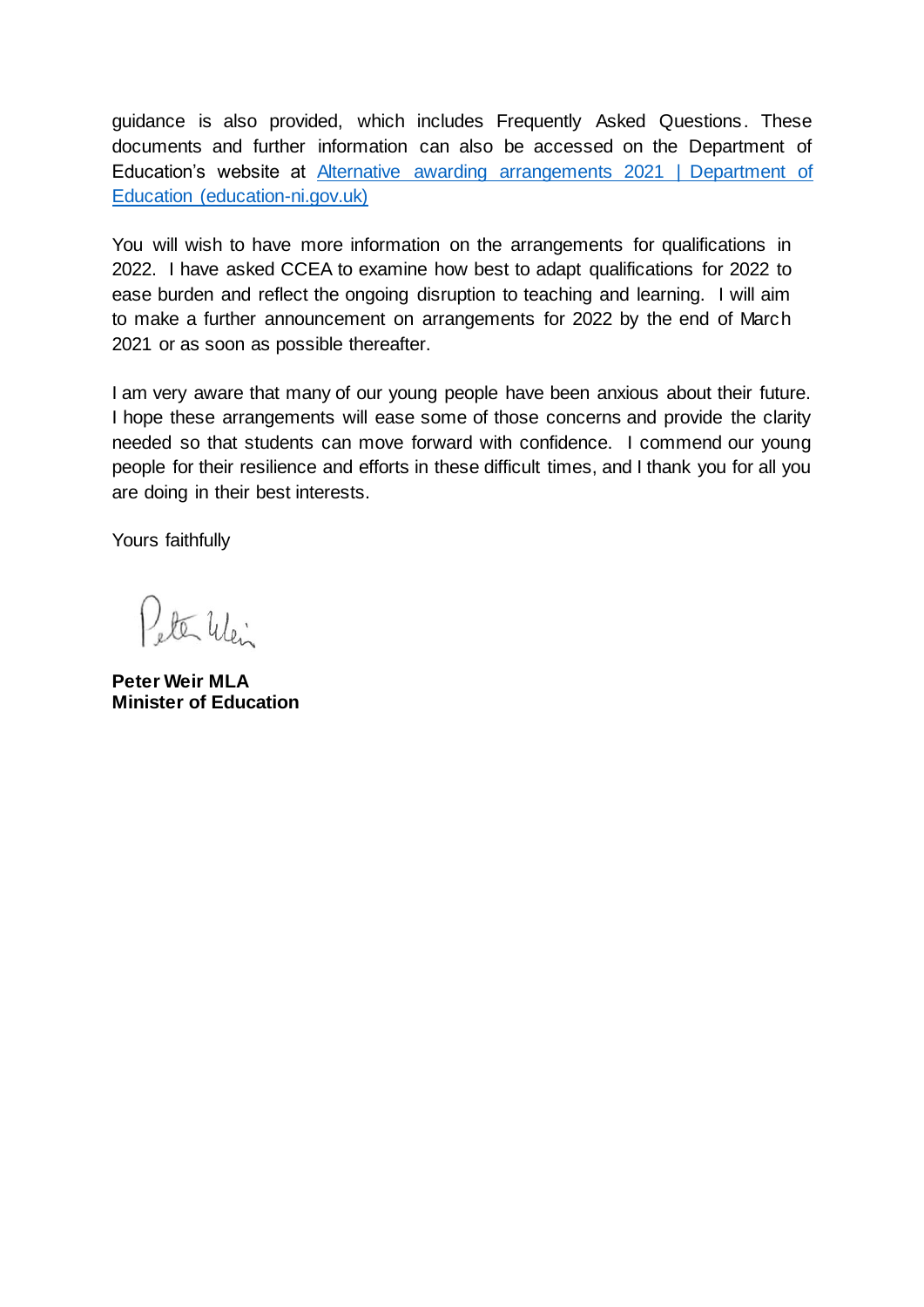guidance is also provided, which includes Frequently Asked Questions. These documents and further information can also be accessed on the Department of Education's website at [Alternative awarding arrangements 2021 | Department of Education (education-ni.gov.uk)](Alternative awarding arrangements 2021 | Department of Education (education-ni.gov.uk))

You will wish to have more information on the arrangements for qualifications in 2022. I have asked CCEA to examine how best to adapt qualifications for 2022 to ease burden and reflect the ongoing disruption to teaching and learning. I will aim to make a further announcement on arrangements for 2022 by the end of March 2021 or as soon as possible thereafter.

I am very aware that many of our young people have been anxious about their future. I hope these arrangements will ease some of those concerns and provide the clarity needed so that students can move forward with confidence. I commend our young people for their resilience and efforts in these difficult times, and I thank you for all you are doing in their best interests.

Yours faithfully

Peter Weir

**Peter Weir MLA**
**Minister of Education**